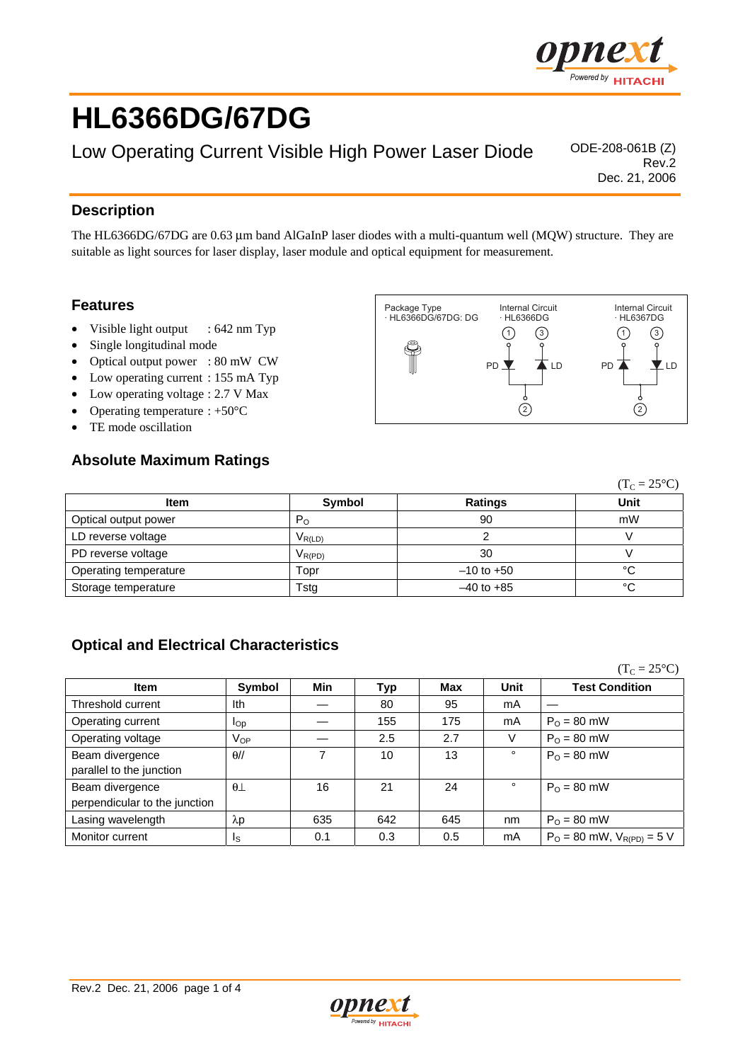# HL6366DG/67DG

Low Operating Current Visible High Power Laser Diode

ODE-208-061B (Z)
Rev.2
Dec. 21, 2006

## Description

The HL6366DG/67DG are 0.63 µm band AlGaInP laser diodes with a multi-quantum well (MQW) structure. They are suitable as light sources for laser display, laser module and optical equipment for measurement.

## Features

- Visible light output : 642 nm Typ
- Single longitudinal mode
- Optical output power : 80 mW CW
- Low operating current : 155 mA Typ
- Low operating voltage : 2.7 V Max
- Operating temperature : +50°C
- TE mode oscillation

Package Type
· HL6366DG/67DG: DG

Internal Circuit
· HL6366DG

Internal Circuit
· HL6367DG

## Absolute Maximum Ratings

($T_C$ = 25°C)

| Item | Symbol | Ratings | Unit |
|---|---|---|---|
| Optical output power | $P_O$ | 90 | mW |
| LD reverse voltage | $V_{R(LD)}$ | 2 | V |
| PD reverse voltage | $V_{R(PD)}$ | 30 | V |
| Operating temperature | Topr | –10 to +50 | °C |
| Storage temperature | Tstg | –40 to +85 | °C |

## Optical and Electrical Characteristics

($T_C$ = 25°C)

| Item | Symbol | Min | Typ | Max | Unit | Test Condition |
|---|---|---|---|---|---|---|
| Threshold current | Ith | — | 80 | 95 | mA | — |
| Operating current | $I_{OP}$ | — | 155 | 175 | mA | $P_O$ = 80 mW |
| Operating voltage | $V_{OP}$ | — | 2.5 | 2.7 | V | $P_O$ = 80 mW |
| Beam divergence parallel to the junction | θ// | 7 | 10 | 13 | ° | $P_O$ = 80 mW |
| Beam divergence perpendicular to the junction | θ⊥ | 16 | 21 | 24 | ° | $P_O$ = 80 mW |
| Lasing wavelength | λp | 635 | 642 | 645 | nm | $P_O$ = 80 mW |
| Monitor current | $I_S$ | 0.1 | 0.3 | 0.5 | mA | $P_O$ = 80 mW, $V_{R(PD)}$ = 5 V |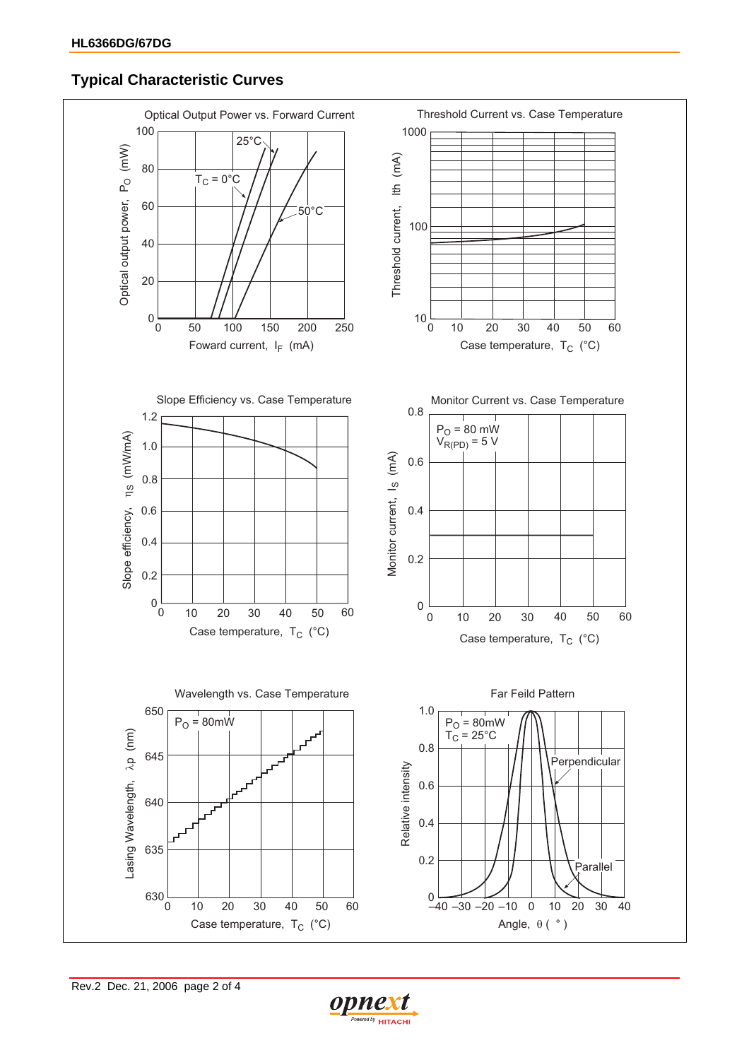## Typical Characteristic Curves

Optical Output Power vs. Forward Current

Optical output power, $P_O$ (mW)

Foward current, $I_F$ (mA)

$T_C$ = 0°C, 25°C, 50°C

Threshold Current vs. Case Temperature

Threshold current, Ith (mA)

Case temperature, $T_C$ (°C)

Slope Efficiency vs. Case Temperature

Slope efficiency, $\eta_S$ (mW/mA)

Case temperature, $T_C$ (°C)

Monitor Current vs. Case Temperature

$P_O$ = 80 mW
$V_{R(PD)}$ = 5 V

Monitor current, $I_S$ (mA)

Case temperature, $T_C$ (°C)

Wavelength vs. Case Temperature

$P_O$ = 80mW

Lasing Wavelength, $\lambda p$ (nm)

Case temperature, $T_C$ (°C)

Far Feild Pattern

$P_O$ = 80mW
$T_C$ = 25°C

Perpendicular

Parallel

Relative intensity

Angle, $\theta$ ( ° )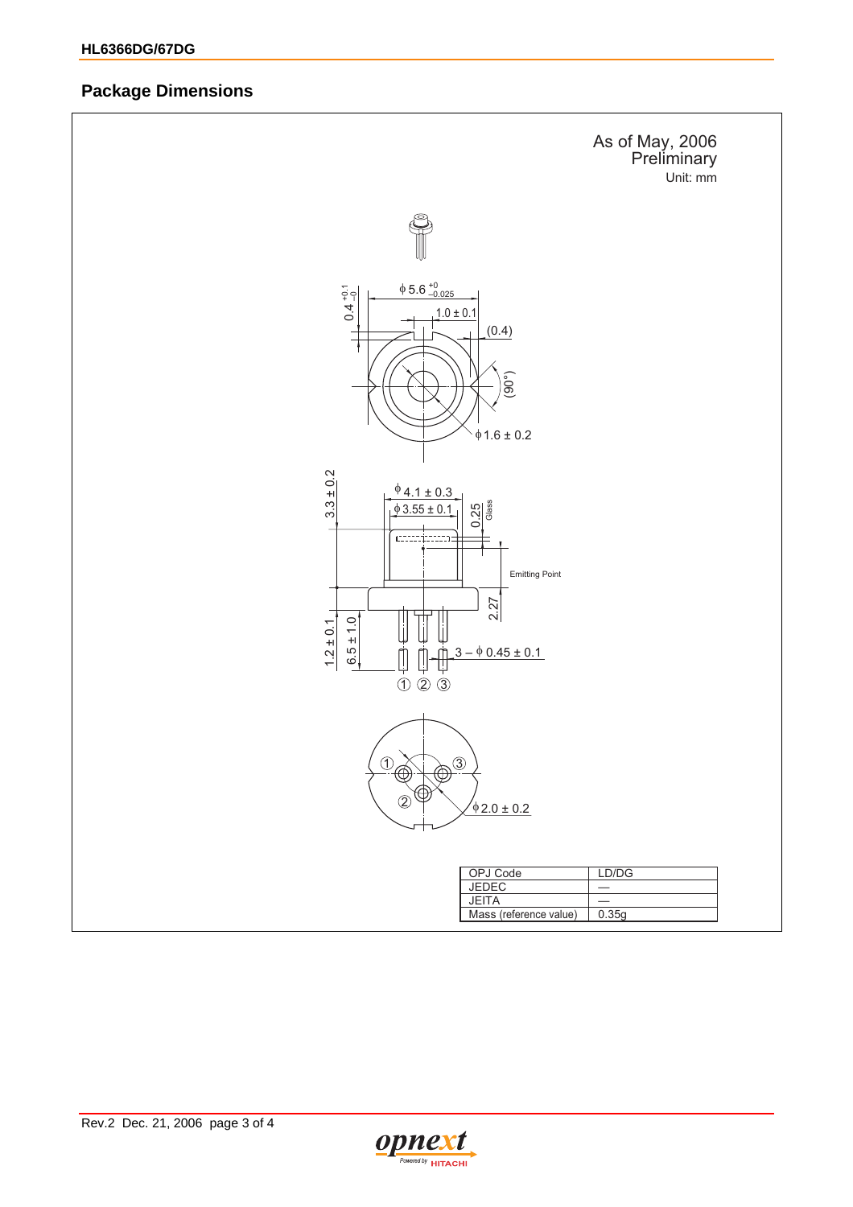## Package Dimensions

As of May, 2006
Preliminary
Unit: mm

$\phi$5.6 $^{+0}_{-0.025}$

0.4 $^{+0.1}_{-0}$

1.0 ± 0.1

(0.4)

(90°)

$\phi$1.6 ± 0.2

$\phi$4.1 ± 0.3

$\phi$3.55 ± 0.1

0.25

Glass

3.3 ± 0.2

Emitting Point

2.27

1.2 ± 0.1

6.5 ± 1.0

3 – $\phi$0.45 ± 0.1

① ② ③

$\phi$2.0 ± 0.2

| OPJ Code | LD/DG |
|---|---|
| JEDEC | — |
| JEITA | — |
| Mass (reference value) | 0.35g |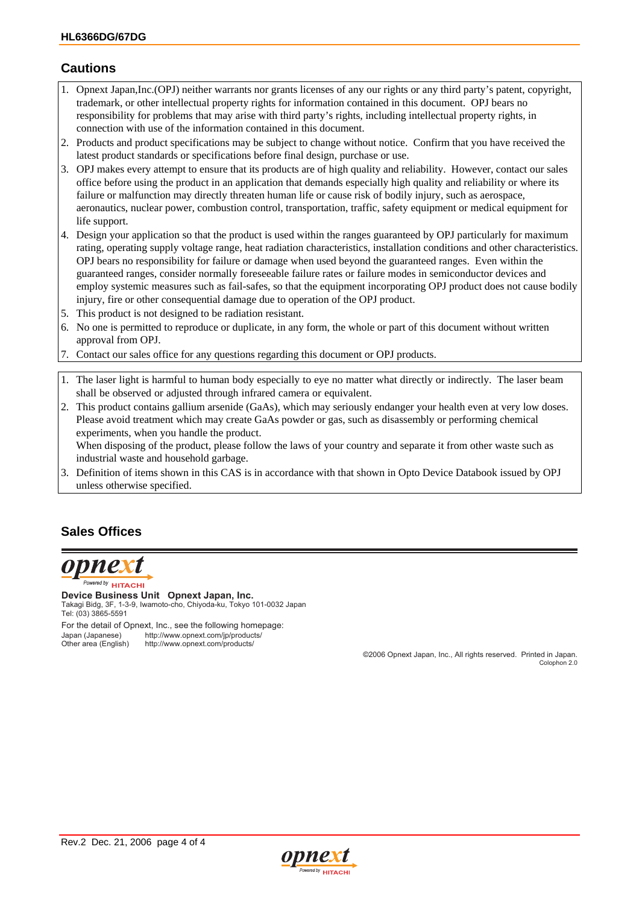## Cautions

1. Opnext Japan,Inc.(OPJ) neither warrants nor grants licenses of any our rights or any third party's patent, copyright, trademark, or other intellectual property rights for information contained in this document. OPJ bears no responsibility for problems that may arise with third party's rights, including intellectual property rights, in connection with use of the information contained in this document.
2. Products and product specifications may be subject to change without notice. Confirm that you have received the latest product standards or specifications before final design, purchase or use.
3. OPJ makes every attempt to ensure that its products are of high quality and reliability. However, contact our sales office before using the product in an application that demands especially high quality and reliability or where its failure or malfunction may directly threaten human life or cause risk of bodily injury, such as aerospace, aeronautics, nuclear power, combustion control, transportation, traffic, safety equipment or medical equipment for life support.
4. Design your application so that the product is used within the ranges guaranteed by OPJ particularly for maximum rating, operating supply voltage range, heat radiation characteristics, installation conditions and other characteristics. OPJ bears no responsibility for failure or damage when used beyond the guaranteed ranges. Even within the guaranteed ranges, consider normally foreseeable failure rates or failure modes in semiconductor devices and employ systemic measures such as fail-safes, so that the equipment incorporating OPJ product does not cause bodily injury, fire or other consequential damage due to operation of the OPJ product.
5. This product is not designed to be radiation resistant.
6. No one is permitted to reproduce or duplicate, in any form, the whole or part of this document without written approval from OPJ.
7. Contact our sales office for any questions regarding this document or OPJ products.

---

1. The laser light is harmful to human body especially to eye no matter what directly or indirectly. The laser beam shall be observed or adjusted through infrared camera or equivalent.
2. This product contains gallium arsenide (GaAs), which may seriously endanger your health even at very low doses. Please avoid treatment which may create GaAs powder or gas, such as disassembly or performing chemical experiments, when you handle the product.
   When disposing of the product, please follow the laws of your country and separate it from other waste such as industrial waste and household garbage.
3. Definition of items shown in this CAS is in accordance with that shown in Opto Device Databook issued by OPJ unless otherwise specified.

## Sales Offices

opnext
Powered by HITACHI

**Device Business Unit Opnext Japan, Inc.**
Takagi Bldg, 3F, 1-3-9, Iwamoto-cho, Chiyoda-ku, Tokyo 101-0032 Japan
Tel: (03) 3865-5591

For the detail of Opnext, Inc., see the following homepage:
Japan (Japanese) http://www.opnext.com/jp/products/
Other area (English) http://www.opnext.com/products/

©2006 Opnext Japan, Inc., All rights reserved. Printed in Japan.
Colophon 2.0